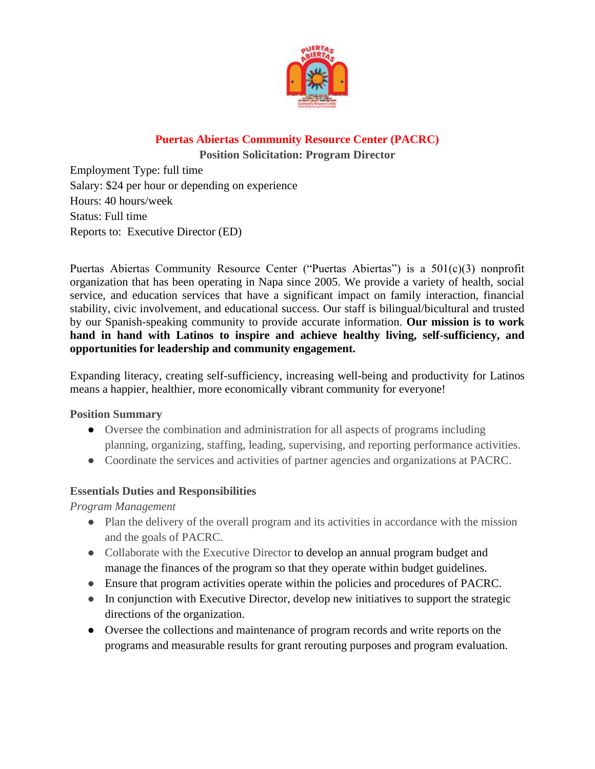**Puertas Abiertas Community Resource Center (PACRC)**

**Position Solicitation: Program Director**

Employment Type: full time
Salary: $24 per hour or depending on experience
Hours: 40 hours/week
Status: Full time
Reports to: Executive Director (ED)

Puertas Abiertas Community Resource Center ("Puertas Abiertas") is a 501(c)(3) nonprofit organization that has been operating in Napa since 2005. We provide a variety of health, social service, and education services that have a significant impact on family interaction, financial stability, civic involvement, and educational success. Our staff is bilingual/bicultural and trusted by our Spanish-speaking community to provide accurate information. **Our mission is to work hand in hand with Latinos to inspire and achieve healthy living, self-sufficiency, and opportunities for leadership and community engagement.**

Expanding literacy, creating self-sufficiency, increasing well-being and productivity for Latinos means a happier, healthier, more economically vibrant community for everyone!

**Position Summary**

- Oversee the combination and administration for all aspects of programs including planning, organizing, staffing, leading, supervising, and reporting performance activities.
- Coordinate the services and activities of partner agencies and organizations at PACRC.

**Essentials Duties and Responsibilities**

*Program Management*

- Plan the delivery of the overall program and its activities in accordance with the mission and the goals of PACRC.
- Collaborate with the Executive Director to develop an annual program budget and manage the finances of the program so that they operate within budget guidelines.
- Ensure that program activities operate within the policies and procedures of PACRC.
- In conjunction with Executive Director, develop new initiatives to support the strategic directions of the organization.
- Oversee the collections and maintenance of program records and write reports on the programs and measurable results for grant rerouting purposes and program evaluation.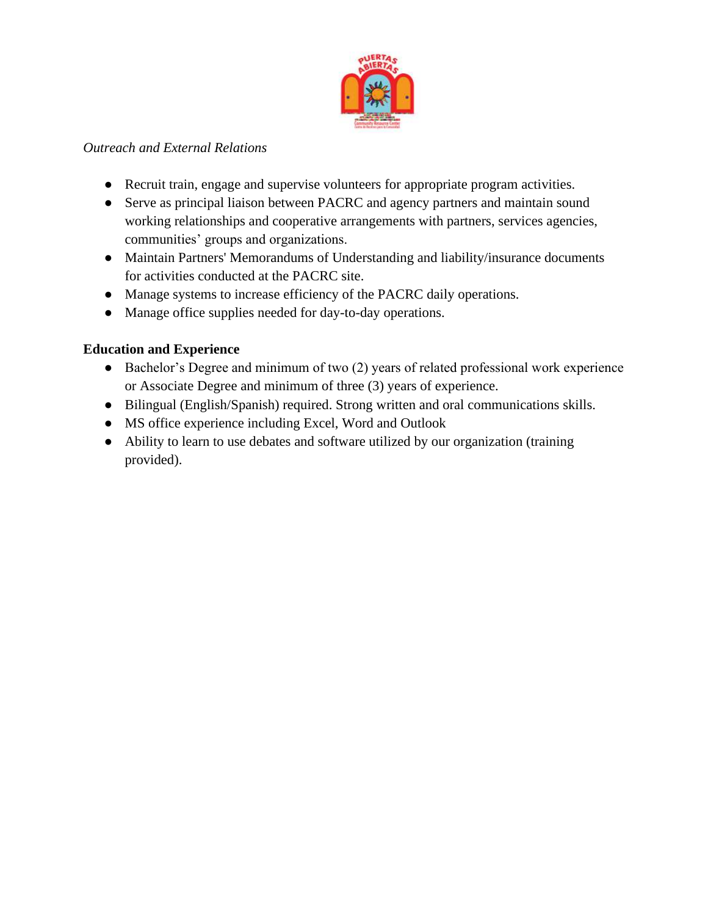*Outreach and External Relations*

- Recruit train, engage and supervise volunteers for appropriate program activities.
- Serve as principal liaison between PACRC and agency partners and maintain sound working relationships and cooperative arrangements with partners, services agencies, communities' groups and organizations.
- Maintain Partners' Memorandums of Understanding and liability/insurance documents for activities conducted at the PACRC site.
- Manage systems to increase efficiency of the PACRC daily operations.
- Manage office supplies needed for day-to-day operations.

**Education and Experience**

- Bachelor's Degree and minimum of two (2) years of related professional work experience or Associate Degree and minimum of three (3) years of experience.
- Bilingual (English/Spanish) required. Strong written and oral communications skills.
- MS office experience including Excel, Word and Outlook
- Ability to learn to use debates and software utilized by our organization (training provided).